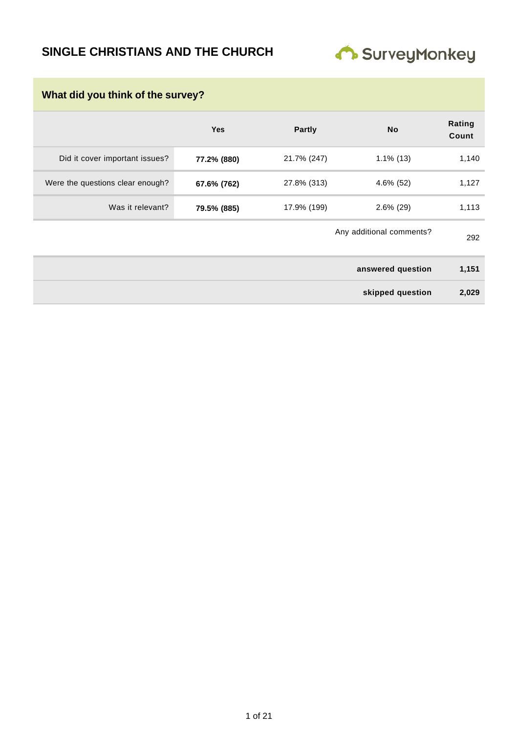# SINGLE CHRISTIANS AND THE CHURCH

SurveyMonkey

## What did you think of the survey?

| | Yes | Partly | No | Rating Count |
|---|---|---|---|---|
| Did it cover important issues? | **77.2% (880)** | 21.7% (247) | 1.1% (13) | 1,140 |
| Were the questions clear enough? | **67.6% (762)** | 27.8% (313) | 4.6% (52) | 1,127 |
| Was it relevant? | **79.5% (885)** | 17.9% (199) | 2.6% (29) | 1,113 |
| | | | Any additional comments? | 292 |
| | | | **answered question** | **1,151** |
| | | | **skipped question** | **2,029** |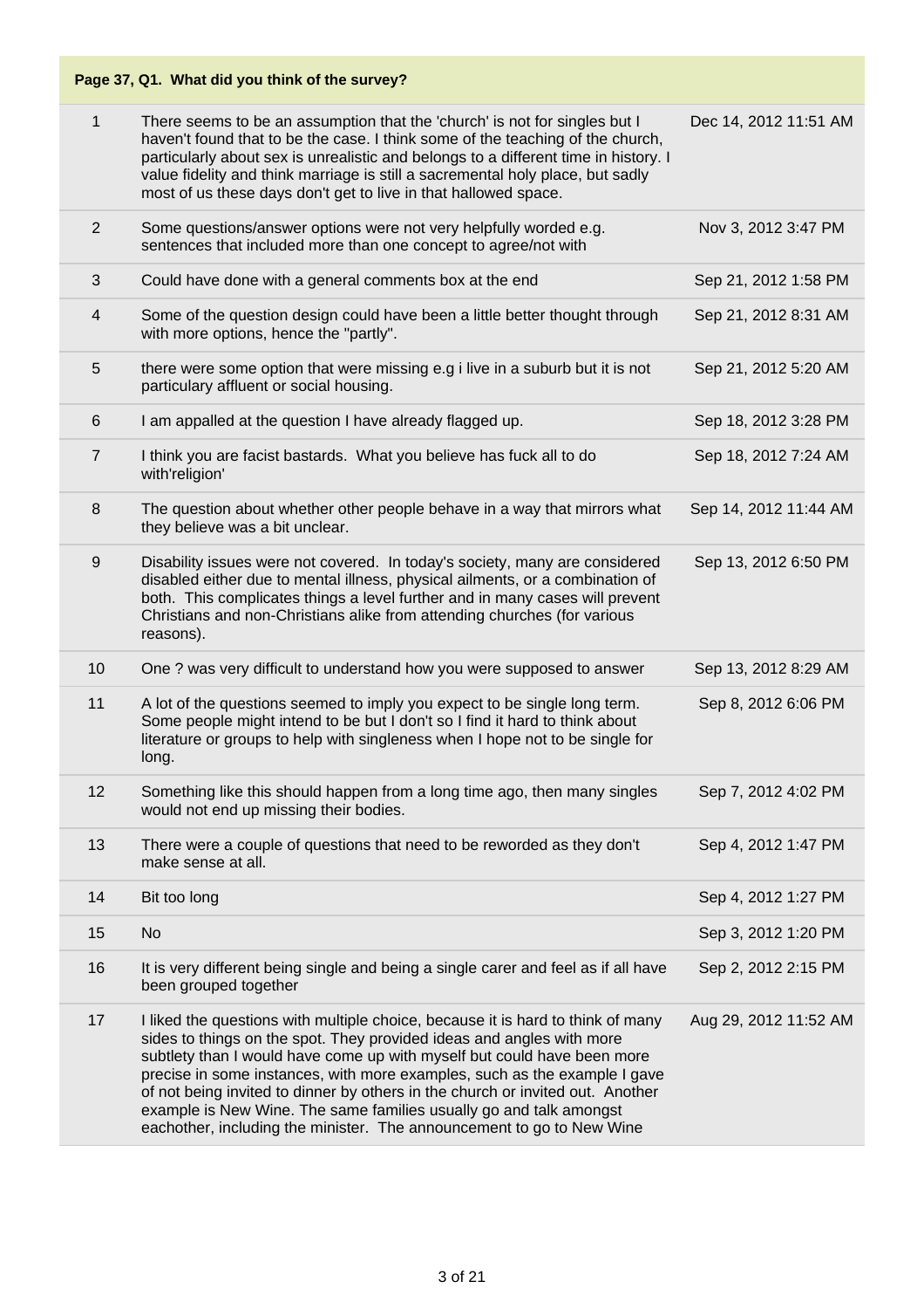| Page 37, Q1. What did you think of the survey? | | |
|---|---|---|
| 1 | There seems to be an assumption that the 'church' is not for singles but I haven't found that to be the case. I think some of the teaching of the church, particularly about sex is unrealistic and belongs to a different time in history. I value fidelity and think marriage is still a sacremental holy place, but sadly most of us these days don't get to live in that hallowed space. | Dec 14, 2012 11:51 AM |
| 2 | Some questions/answer options were not very helpfully worded e.g. sentences that included more than one concept to agree/not with | Nov 3, 2012 3:47 PM |
| 3 | Could have done with a general comments box at the end | Sep 21, 2012 1:58 PM |
| 4 | Some of the question design could have been a little better thought through with more options, hence the "partly". | Sep 21, 2012 8:31 AM |
| 5 | there were some option that were missing e.g i live in a suburb but it is not particulary affluent or social housing. | Sep 21, 2012 5:20 AM |
| 6 | I am appalled at the question I have already flagged up. | Sep 18, 2012 3:28 PM |
| 7 | I think you are facist bastards. What you believe has fuck all to do with'religion' | Sep 18, 2012 7:24 AM |
| 8 | The question about whether other people behave in a way that mirrors what they believe was a bit unclear. | Sep 14, 2012 11:44 AM |
| 9 | Disability issues were not covered. In today's society, many are considered disabled either due to mental illness, physical ailments, or a combination of both. This complicates things a level further and in many cases will prevent Christians and non-Christians alike from attending churches (for various reasons). | Sep 13, 2012 6:50 PM |
| 10 | One ? was very difficult to understand how you were supposed to answer | Sep 13, 2012 8:29 AM |
| 11 | A lot of the questions seemed to imply you expect to be single long term. Some people might intend to be but I don't so I find it hard to think about literature or groups to help with singleness when I hope not to be single for long. | Sep 8, 2012 6:06 PM |
| 12 | Something like this should happen from a long time ago, then many singles would not end up missing their bodies. | Sep 7, 2012 4:02 PM |
| 13 | There were a couple of questions that need to be reworded as they don't make sense at all. | Sep 4, 2012 1:47 PM |
| 14 | Bit too long | Sep 4, 2012 1:27 PM |
| 15 | No | Sep 3, 2012 1:20 PM |
| 16 | It is very different being single and being a single carer and feel as if all have been grouped together | Sep 2, 2012 2:15 PM |
| 17 | I liked the questions with multiple choice, because it is hard to think of many sides to things on the spot. They provided ideas and angles with more subtlety than I would have come up with myself but could have been more precise in some instances, with more examples, such as the example I gave of not being invited to dinner by others in the church or invited out. Another example is New Wine. The same families usually go and talk amongst eachother, including the minister. The announcement to go to New Wine | Aug 29, 2012 11:52 AM |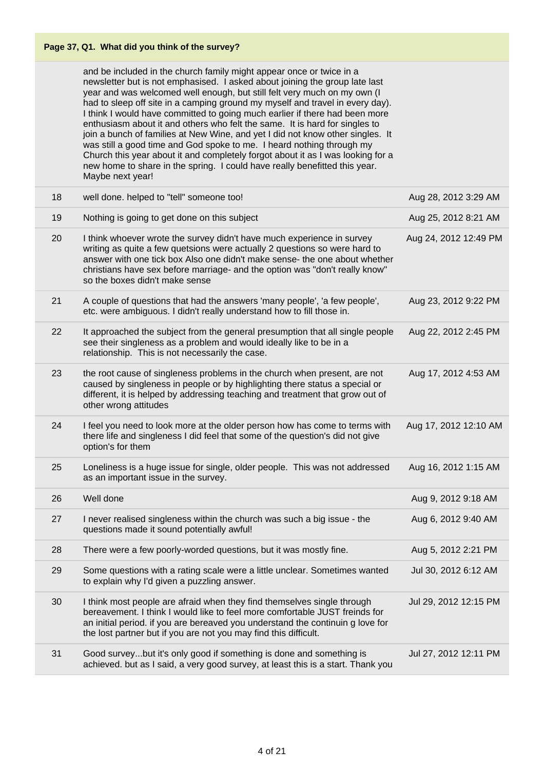**Page 37, Q1. What did you think of the survey?**

| | | |
|---|---|---|
| | and be included in the church family might appear once or twice in a newsletter but is not emphasised. I asked about joining the group late last year and was welcomed well enough, but still felt very much on my own (I had to sleep off site in a camping ground my myself and travel in every day). I think I would have committed to going much earlier if there had been more enthusiasm about it and others who felt the same. It is hard for singles to join a bunch of families at New Wine, and yet I did not know other singles. It was still a good time and God spoke to me. I heard nothing through my Church this year about it and completely forgot about it as I was looking for a new home to share in the spring. I could have really benefitted this year. Maybe next year! | |
| 18 | well done. helped to "tell" someone too! | Aug 28, 2012 3:29 AM |
| 19 | Nothing is going to get done on this subject | Aug 25, 2012 8:21 AM |
| 20 | I think whoever wrote the survey didn't have much experience in survey writing as quite a few quetsions were actually 2 questions so were hard to answer with one tick box Also one didn't make sense- the one about whether christians have sex before marriage- and the option was "don't really know" so the boxes didn't make sense | Aug 24, 2012 12:49 PM |
| 21 | A couple of questions that had the answers 'many people', 'a few people', etc. were ambiguous. I didn't really understand how to fill those in. | Aug 23, 2012 9:22 PM |
| 22 | It approached the subject from the general presumption that all single people see their singleness as a problem and would ideally like to be in a relationship. This is not necessarily the case. | Aug 22, 2012 2:45 PM |
| 23 | the root cause of singleness problems in the church when present, are not caused by singleness in people or by highlighting there status a special or different, it is helped by addressing teaching and treatment that grow out of other wrong attitudes | Aug 17, 2012 4:53 AM |
| 24 | I feel you need to look more at the older person how has come to terms with there life and singleness I did feel that some of the question's did not give option's for them | Aug 17, 2012 12:10 AM |
| 25 | Loneliness is a huge issue for single, older people. This was not addressed as an important issue in the survey. | Aug 16, 2012 1:15 AM |
| 26 | Well done | Aug 9, 2012 9:18 AM |
| 27 | I never realised singleness within the church was such a big issue - the questions made it sound potentially awful! | Aug 6, 2012 9:40 AM |
| 28 | There were a few poorly-worded questions, but it was mostly fine. | Aug 5, 2012 2:21 PM |
| 29 | Some questions with a rating scale were a little unclear. Sometimes wanted to explain why I'd given a puzzling answer. | Jul 30, 2012 6:12 AM |
| 30 | I think most people are afraid when they find themselves single through bereavement. I think I would like to feel more comfortable JUST freinds for an initial period. if you are bereaved you understand the continuin g love for the lost partner but if you are not you may find this difficult. | Jul 29, 2012 12:15 PM |
| 31 | Good survey...but it's only good if something is done and something is achieved. but as I said, a very good survey, at least this is a start. Thank you | Jul 27, 2012 12:11 PM |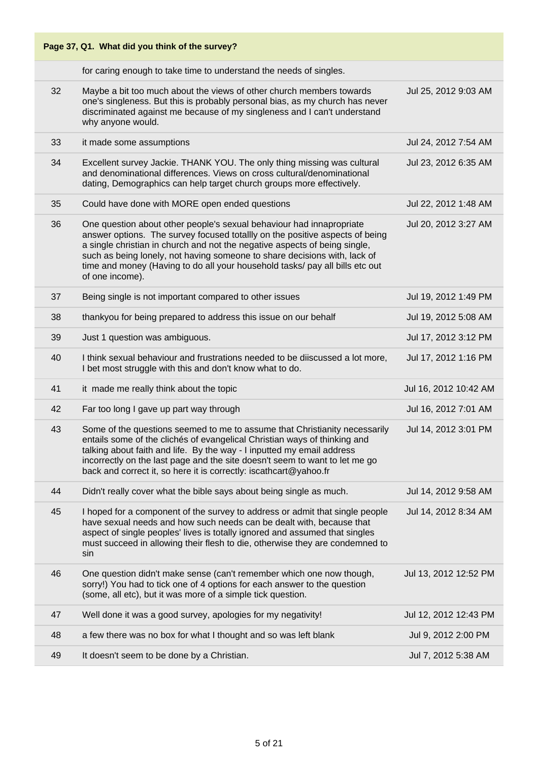**Page 37, Q1. What did you think of the survey?**

| | | |
|---|---|---|
| | for caring enough to take time to understand the needs of singles. | |
| 32 | Maybe a bit too much about the views of other church members towards one's singleness. But this is probably personal bias, as my church has never discriminated against me because of my singleness and I can't understand why anyone would. | Jul 25, 2012 9:03 AM |
| 33 | it made some assumptions | Jul 24, 2012 7:54 AM |
| 34 | Excellent survey Jackie. THANK YOU. The only thing missing was cultural and denominational differences. Views on cross cultural/denominational dating, Demographics can help target church groups more effectively. | Jul 23, 2012 6:35 AM |
| 35 | Could have done with MORE open ended questions | Jul 22, 2012 1:48 AM |
| 36 | One question about other people's sexual behaviour had innapropriate answer options. The survey focused totallly on the positive aspects of being a single christian in church and not the negative aspects of being single, such as being lonely, not having someone to share decisions with, lack of time and money (Having to do all your household tasks/ pay all bills etc out of one income). | Jul 20, 2012 3:27 AM |
| 37 | Being single is not important compared to other issues | Jul 19, 2012 1:49 PM |
| 38 | thankyou for being prepared to address this issue on our behalf | Jul 19, 2012 5:08 AM |
| 39 | Just 1 question was ambiguous. | Jul 17, 2012 3:12 PM |
| 40 | I think sexual behaviour and frustrations needed to be diiscussed a lot more, I bet most struggle with this and don't know what to do. | Jul 17, 2012 1:16 PM |
| 41 | it made me really think about the topic | Jul 16, 2012 10:42 AM |
| 42 | Far too long I gave up part way through | Jul 16, 2012 7:01 AM |
| 43 | Some of the questions seemed to me to assume that Christianity necessarily entails some of the clichés of evangelical Christian ways of thinking and talking about faith and life. By the way - I inputted my email address incorrectly on the last page and the site doesn't seem to want to let me go back and correct it, so here it is correctly: iscathcart@yahoo.fr | Jul 14, 2012 3:01 PM |
| 44 | Didn't really cover what the bible says about being single as much. | Jul 14, 2012 9:58 AM |
| 45 | I hoped for a component of the survey to address or admit that single people have sexual needs and how such needs can be dealt with, because that aspect of single peoples' lives is totally ignored and assumed that singles must succeed in allowing their flesh to die, otherwise they are condemned to sin | Jul 14, 2012 8:34 AM |
| 46 | One question didn't make sense (can't remember which one now though, sorry!) You had to tick one of 4 options for each answer to the question (some, all etc), but it was more of a simple tick question. | Jul 13, 2012 12:52 PM |
| 47 | Well done it was a good survey, apologies for my negativity! | Jul 12, 2012 12:43 PM |
| 48 | a few there was no box for what I thought and so was left blank | Jul 9, 2012 2:00 PM |
| 49 | It doesn't seem to be done by a Christian. | Jul 7, 2012 5:38 AM |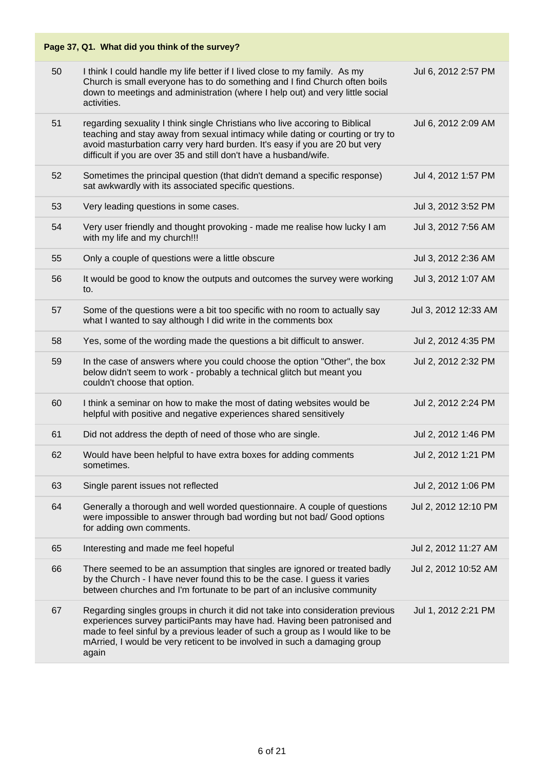**Page 37, Q1. What did you think of the survey?**

| | | |
|---|---|---|
| 50 | I think I could handle my life better if I lived close to my family. As my Church is small everyone has to do something and I find Church often boils down to meetings and administration (where I help out) and very little social activities. | Jul 6, 2012 2:57 PM |
| 51 | regarding sexuality I think single Christians who live accoring to Biblical teaching and stay away from sexual intimacy while dating or courting or try to avoid masturbation carry very hard burden. It's easy if you are 20 but very difficult if you are over 35 and still don't have a husband/wife. | Jul 6, 2012 2:09 AM |
| 52 | Sometimes the principal question (that didn't demand a specific response) sat awkwardly with its associated specific questions. | Jul 4, 2012 1:57 PM |
| 53 | Very leading questions in some cases. | Jul 3, 2012 3:52 PM |
| 54 | Very user friendly and thought provoking - made me realise how lucky I am with my life and my church!!! | Jul 3, 2012 7:56 AM |
| 55 | Only a couple of questions were a little obscure | Jul 3, 2012 2:36 AM |
| 56 | It would be good to know the outputs and outcomes the survey were working to. | Jul 3, 2012 1:07 AM |
| 57 | Some of the questions were a bit too specific with no room to actually say what I wanted to say although I did write in the comments box | Jul 3, 2012 12:33 AM |
| 58 | Yes, some of the wording made the questions a bit difficult to answer. | Jul 2, 2012 4:35 PM |
| 59 | In the case of answers where you could choose the option "Other", the box below didn't seem to work - probably a technical glitch but meant you couldn't choose that option. | Jul 2, 2012 2:32 PM |
| 60 | I think a seminar on how to make the most of dating websites would be helpful with positive and negative experiences shared sensitively | Jul 2, 2012 2:24 PM |
| 61 | Did not address the depth of need of those who are single. | Jul 2, 2012 1:46 PM |
| 62 | Would have been helpful to have extra boxes for adding comments sometimes. | Jul 2, 2012 1:21 PM |
| 63 | Single parent issues not reflected | Jul 2, 2012 1:06 PM |
| 64 | Generally a thorough and well worded questionnaire. A couple of questions were impossible to answer through bad wording but not bad/ Good options for adding own comments. | Jul 2, 2012 12:10 PM |
| 65 | Interesting and made me feel hopeful | Jul 2, 2012 11:27 AM |
| 66 | There seemed to be an assumption that singles are ignored or treated badly by the Church - I have never found this to be the case. I guess it varies between churches and I'm fortunate to be part of an inclusive community | Jul 2, 2012 10:52 AM |
| 67 | Regarding singles groups in church it did not take into consideration previous experiences survey particiPants may have had. Having been patronised and made to feel sinful by a previous leader of such a group as I would like to be mArried, I would be very reticent to be involved in such a damaging group again | Jul 1, 2012 2:21 PM |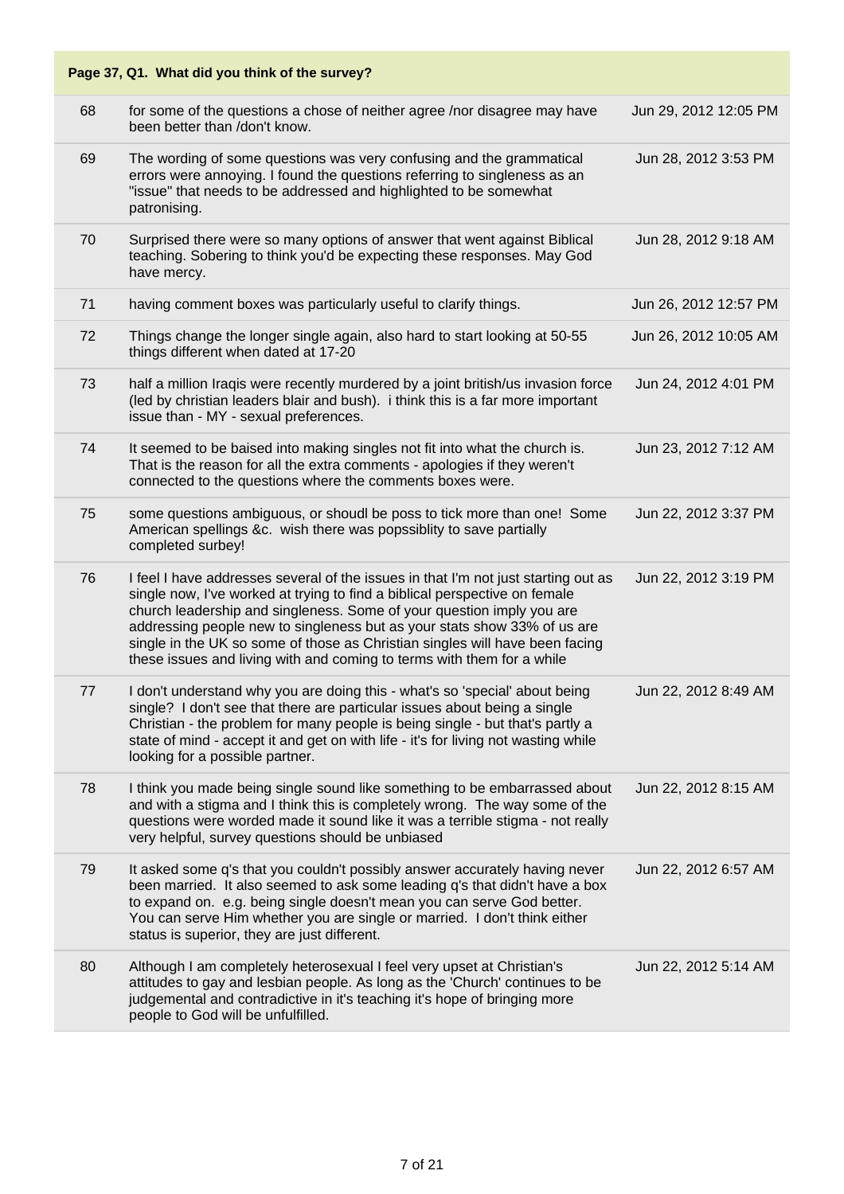## Page 37, Q1. What did you think of the survey?

| | | |
|---|---|---|
| 68 | for some of the questions a chose of neither agree /nor disagree may have been better than /don't know. | Jun 29, 2012 12:05 PM |
| 69 | The wording of some questions was very confusing and the grammatical errors were annoying. I found the questions referring to singleness as an "issue" that needs to be addressed and highlighted to be somewhat patronising. | Jun 28, 2012 3:53 PM |
| 70 | Surprised there were so many options of answer that went against Biblical teaching. Sobering to think you'd be expecting these responses. May God have mercy. | Jun 28, 2012 9:18 AM |
| 71 | having comment boxes was particularly useful to clarify things. | Jun 26, 2012 12:57 PM |
| 72 | Things change the longer single again, also hard to start looking at 50-55 things different when dated at 17-20 | Jun 26, 2012 10:05 AM |
| 73 | half a million Iraqis were recently murdered by a joint british/us invasion force (led by christian leaders blair and bush). i think this is a far more important issue than - MY - sexual preferences. | Jun 24, 2012 4:01 PM |
| 74 | It seemed to be baised into making singles not fit into what the church is. That is the reason for all the extra comments - apologies if they weren't connected to the questions where the comments boxes were. | Jun 23, 2012 7:12 AM |
| 75 | some questions ambiguous, or shoudl be poss to tick more than one! Some American spellings &c. wish there was popssiblity to save partially completed surbey! | Jun 22, 2012 3:37 PM |
| 76 | I feel I have addresses several of the issues in that I'm not just starting out as single now, I've worked at trying to find a biblical perspective on female church leadership and singleness. Some of your question imply you are addressing people new to singleness but as your stats show 33% of us are single in the UK so some of those as Christian singles will have been facing these issues and living with and coming to terms with them for a while | Jun 22, 2012 3:19 PM |
| 77 | I don't understand why you are doing this - what's so 'special' about being single? I don't see that there are particular issues about being a single Christian - the problem for many people is being single - but that's partly a state of mind - accept it and get on with life - it's for living not wasting while looking for a possible partner. | Jun 22, 2012 8:49 AM |
| 78 | I think you made being single sound like something to be embarrassed about and with a stigma and I think this is completely wrong. The way some of the questions were worded made it sound like it was a terrible stigma - not really very helpful, survey questions should be unbiased | Jun 22, 2012 8:15 AM |
| 79 | It asked some q's that you couldn't possibly answer accurately having never been married. It also seemed to ask some leading q's that didn't have a box to expand on. e.g. being single doesn't mean you can serve God better. You can serve Him whether you are single or married. I don't think either status is superior, they are just different. | Jun 22, 2012 6:57 AM |
| 80 | Although I am completely heterosexual I feel very upset at Christian's attitudes to gay and lesbian people. As long as the 'Church' continues to be judgemental and contradictive in it's teaching it's hope of bringing more people to God will be unfulfilled. | Jun 22, 2012 5:14 AM |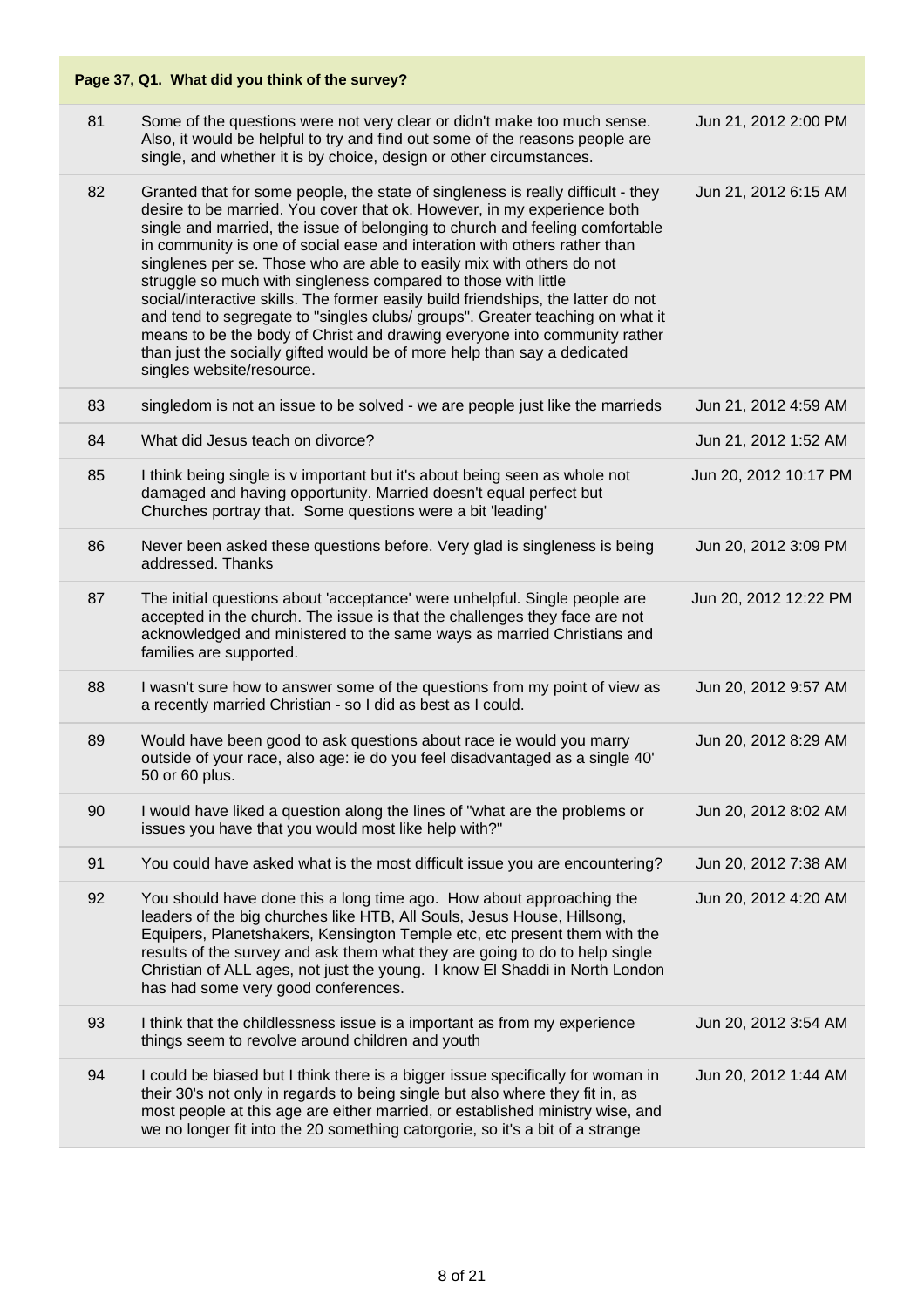**Page 37, Q1. What did you think of the survey?**

| | | |
|---|---|---|
| 81 | Some of the questions were not very clear or didn't make too much sense. Also, it would be helpful to try and find out some of the reasons people are single, and whether it is by choice, design or other circumstances. | Jun 21, 2012 2:00 PM |
| 82 | Granted that for some people, the state of singleness is really difficult - they desire to be married. You cover that ok. However, in my experience both single and married, the issue of belonging to church and feeling comfortable in community is one of social ease and interation with others rather than singlenes per se. Those who are able to easily mix with others do not struggle so much with singleness compared to those with little social/interactive skills. The former easily build friendships, the latter do not and tend to segregate to "singles clubs/ groups". Greater teaching on what it means to be the body of Christ and drawing everyone into community rather than just the socially gifted would be of more help than say a dedicated singles website/resource. | Jun 21, 2012 6:15 AM |
| 83 | singledom is not an issue to be solved - we are people just like the marrieds | Jun 21, 2012 4:59 AM |
| 84 | What did Jesus teach on divorce? | Jun 21, 2012 1:52 AM |
| 85 | I think being single is v important but it's about being seen as whole not damaged and having opportunity. Married doesn't equal perfect but Churches portray that. Some questions were a bit 'leading' | Jun 20, 2012 10:17 PM |
| 86 | Never been asked these questions before. Very glad is singleness is being addressed. Thanks | Jun 20, 2012 3:09 PM |
| 87 | The initial questions about 'acceptance' were unhelpful. Single people are accepted in the church. The issue is that the challenges they face are not acknowledged and ministered to the same ways as married Christians and families are supported. | Jun 20, 2012 12:22 PM |
| 88 | I wasn't sure how to answer some of the questions from my point of view as a recently married Christian - so I did as best as I could. | Jun 20, 2012 9:57 AM |
| 89 | Would have been good to ask questions about race ie would you marry outside of your race, also age: ie do you feel disadvantaged as a single 40' 50 or 60 plus. | Jun 20, 2012 8:29 AM |
| 90 | I would have liked a question along the lines of "what are the problems or issues you have that you would most like help with?" | Jun 20, 2012 8:02 AM |
| 91 | You could have asked what is the most difficult issue you are encountering? | Jun 20, 2012 7:38 AM |
| 92 | You should have done this a long time ago. How about approaching the leaders of the big churches like HTB, All Souls, Jesus House, Hillsong, Equipers, Planetshakers, Kensington Temple etc, etc present them with the results of the survey and ask them what they are going to do to help single Christian of ALL ages, not just the young. I know El Shaddi in North London has had some very good conferences. | Jun 20, 2012 4:20 AM |
| 93 | I think that the childlessness issue is a important as from my experience things seem to revolve around children and youth | Jun 20, 2012 3:54 AM |
| 94 | I could be biased but I think there is a bigger issue specifically for woman in their 30's not only in regards to being single but also where they fit in, as most people at this age are either married, or established ministry wise, and we no longer fit into the 20 something catorgorie, so it's a bit of a strange | Jun 20, 2012 1:44 AM |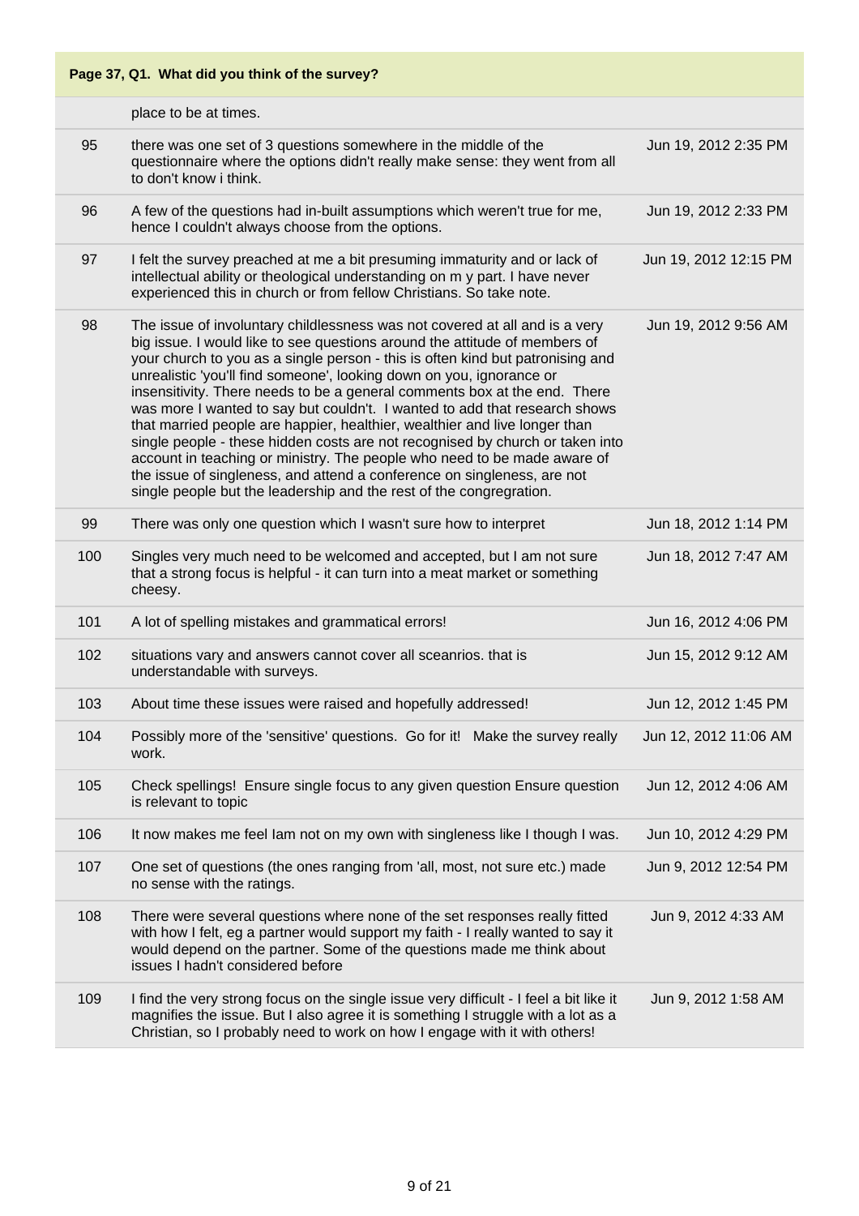**Page 37, Q1. What did you think of the survey?**

| | | |
|---|---|---|
| | place to be at times. | |
| 95 | there was one set of 3 questions somewhere in the middle of the questionnaire where the options didn't really make sense: they went from all to don't know i think. | Jun 19, 2012 2:35 PM |
| 96 | A few of the questions had in-built assumptions which weren't true for me, hence I couldn't always choose from the options. | Jun 19, 2012 2:33 PM |
| 97 | I felt the survey preached at me a bit presuming immaturity and or lack of intellectual ability or theological understanding on m y part. I have never experienced this in church or from fellow Christians. So take note. | Jun 19, 2012 12:15 PM |
| 98 | The issue of involuntary childlessness was not covered at all and is a very big issue. I would like to see questions around the attitude of members of your church to you as a single person - this is often kind but patronising and unrealistic 'you'll find someone', looking down on you, ignorance or insensitivity. There needs to be a general comments box at the end. There was more I wanted to say but couldn't. I wanted to add that research shows that married people are happier, healthier, wealthier and live longer than single people - these hidden costs are not recognised by church or taken into account in teaching or ministry. The people who need to be made aware of the issue of singleness, and attend a conference on singleness, are not single people but the leadership and the rest of the congregration. | Jun 19, 2012 9:56 AM |
| 99 | There was only one question which I wasn't sure how to interpret | Jun 18, 2012 1:14 PM |
| 100 | Singles very much need to be welcomed and accepted, but I am not sure that a strong focus is helpful - it can turn into a meat market or something cheesy. | Jun 18, 2012 7:47 AM |
| 101 | A lot of spelling mistakes and grammatical errors! | Jun 16, 2012 4:06 PM |
| 102 | situations vary and answers cannot cover all sceanrios. that is understandable with surveys. | Jun 15, 2012 9:12 AM |
| 103 | About time these issues were raised and hopefully addressed! | Jun 12, 2012 1:45 PM |
| 104 | Possibly more of the 'sensitive' questions. Go for it! Make the survey really work. | Jun 12, 2012 11:06 AM |
| 105 | Check spellings! Ensure single focus to any given question Ensure question is relevant to topic | Jun 12, 2012 4:06 AM |
| 106 | It now makes me feel Iam not on my own with singleness like I though I was. | Jun 10, 2012 4:29 PM |
| 107 | One set of questions (the ones ranging from 'all, most, not sure etc.) made no sense with the ratings. | Jun 9, 2012 12:54 PM |
| 108 | There were several questions where none of the set responses really fitted with how I felt, eg a partner would support my faith - I really wanted to say it would depend on the partner. Some of the questions made me think about issues I hadn't considered before | Jun 9, 2012 4:33 AM |
| 109 | I find the very strong focus on the single issue very difficult - I feel a bit like it magnifies the issue. But I also agree it is something I struggle with a lot as a Christian, so I probably need to work on how I engage with it with others! | Jun 9, 2012 1:58 AM |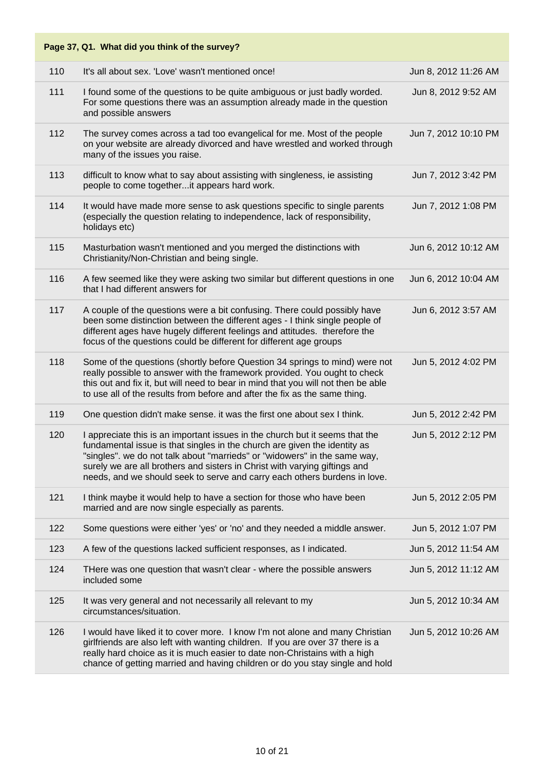**Page 37, Q1. What did you think of the survey?**

| | | |
|---|---|---|
| 110 | It's all about sex. 'Love' wasn't mentioned once! | Jun 8, 2012 11:26 AM |
| 111 | I found some of the questions to be quite ambiguous or just badly worded. For some questions there was an assumption already made in the question and possible answers | Jun 8, 2012 9:52 AM |
| 112 | The survey comes across a tad too evangelical for me. Most of the people on your website are already divorced and have wrestled and worked through many of the issues you raise. | Jun 7, 2012 10:10 PM |
| 113 | difficult to know what to say about assisting with singleness, ie assisting people to come together...it appears hard work. | Jun 7, 2012 3:42 PM |
| 114 | It would have made more sense to ask questions specific to single parents (especially the question relating to independence, lack of responsibility, holidays etc) | Jun 7, 2012 1:08 PM |
| 115 | Masturbation wasn't mentioned and you merged the distinctions with Christianity/Non-Christian and being single. | Jun 6, 2012 10:12 AM |
| 116 | A few seemed like they were asking two similar but different questions in one that I had different answers for | Jun 6, 2012 10:04 AM |
| 117 | A couple of the questions were a bit confusing. There could possibly have been some distinction between the different ages - I think single people of different ages have hugely different feelings and attitudes. therefore the focus of the questions could be different for different age groups | Jun 6, 2012 3:57 AM |
| 118 | Some of the questions (shortly before Question 34 springs to mind) were not really possible to answer with the framework provided. You ought to check this out and fix it, but will need to bear in mind that you will not then be able to use all of the results from before and after the fix as the same thing. | Jun 5, 2012 4:02 PM |
| 119 | One question didn't make sense. it was the first one about sex I think. | Jun 5, 2012 2:42 PM |
| 120 | I appreciate this is an important issues in the church but it seems that the fundamental issue is that singles in the church are given the identity as "singles". we do not talk about "marrieds" or "widowers" in the same way, surely we are all brothers and sisters in Christ with varying giftings and needs, and we should seek to serve and carry each others burdens in love. | Jun 5, 2012 2:12 PM |
| 121 | I think maybe it would help to have a section for those who have been married and are now single especially as parents. | Jun 5, 2012 2:05 PM |
| 122 | Some questions were either 'yes' or 'no' and they needed a middle answer. | Jun 5, 2012 1:07 PM |
| 123 | A few of the questions lacked sufficient responses, as I indicated. | Jun 5, 2012 11:54 AM |
| 124 | THere was one question that wasn't clear - where the possible answers included some | Jun 5, 2012 11:12 AM |
| 125 | It was very general and not necessarily all relevant to my circumstances/situation. | Jun 5, 2012 10:34 AM |
| 126 | I would have liked it to cover more. I know I'm not alone and many Christian girlfriends are also left with wanting children. If you are over 37 there is a really hard choice as it is much easier to date non-Christains with a high chance of getting married and having children or do you stay single and hold | Jun 5, 2012 10:26 AM |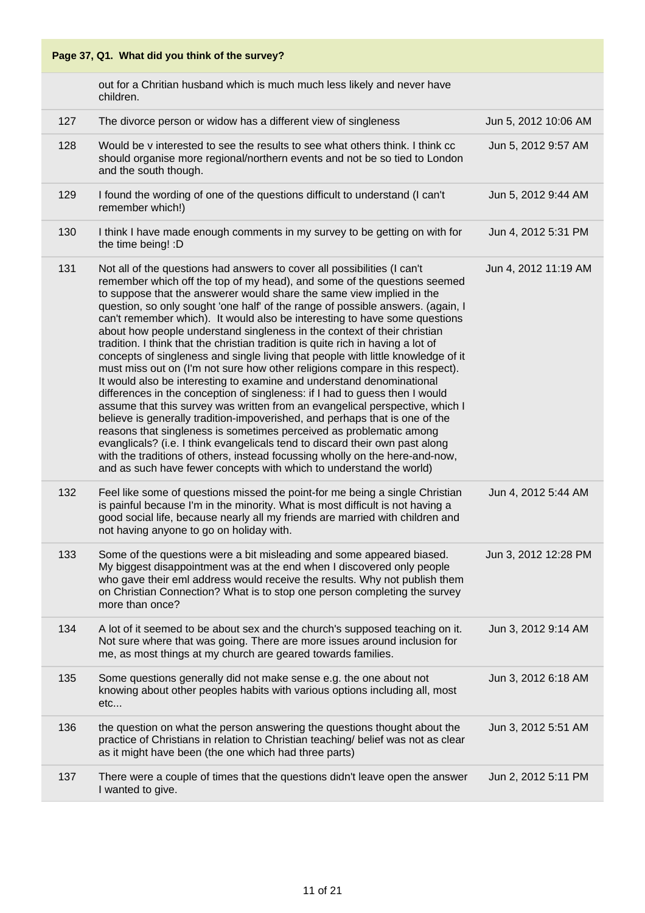**Page 37, Q1. What did you think of the survey?**

| | | |
|---|---|---|
| | out for a Chritian husband which is much much less likely and never have children. | |
| 127 | The divorce person or widow has a different view of singleness | Jun 5, 2012 10:06 AM |
| 128 | Would be v interested to see the results to see what others think. I think cc should organise more regional/northern events and not be so tied to London and the south though. | Jun 5, 2012 9:57 AM |
| 129 | I found the wording of one of the questions difficult to understand (I can't remember which!) | Jun 5, 2012 9:44 AM |
| 130 | I think I have made enough comments in my survey to be getting on with for the time being! :D | Jun 4, 2012 5:31 PM |
| 131 | Not all of the questions had answers to cover all possibilities (I can't remember which off the top of my head), and some of the questions seemed to suppose that the answerer would share the same view implied in the question, so only sought 'one half' of the range of possible answers. (again, I can't remember which). It would also be interesting to have some questions about how people understand singleness in the context of their christian tradition. I think that the christian tradition is quite rich in having a lot of concepts of singleness and single living that people with little knowledge of it must miss out on (I'm not sure how other religions compare in this respect). It would also be interesting to examine and understand denominational differences in the conception of singleness: if I had to guess then I would assume that this survey was written from an evangelical perspective, which I believe is generally tradition-impoverished, and perhaps that is one of the reasons that singleness is sometimes perceived as problematic among evanglicals? (i.e. I think evangelicals tend to discard their own past along with the traditions of others, instead focussing wholly on the here-and-now, and as such have fewer concepts with which to understand the world) | Jun 4, 2012 11:19 AM |
| 132 | Feel like some of questions missed the point-for me being a single Christian is painful because I'm in the minority. What is most difficult is not having a good social life, because nearly all my friends are married with children and not having anyone to go on holiday with. | Jun 4, 2012 5:44 AM |
| 133 | Some of the questions were a bit misleading and some appeared biased. My biggest disappointment was at the end when I discovered only people who gave their eml address would receive the results. Why not publish them on Christian Connection? What is to stop one person completing the survey more than once? | Jun 3, 2012 12:28 PM |
| 134 | A lot of it seemed to be about sex and the church's supposed teaching on it. Not sure where that was going. There are more issues around inclusion for me, as most things at my church are geared towards families. | Jun 3, 2012 9:14 AM |
| 135 | Some questions generally did not make sense e.g. the one about not knowing about other peoples habits with various options including all, most etc... | Jun 3, 2012 6:18 AM |
| 136 | the question on what the person answering the questions thought about the practice of Christians in relation to Christian teaching/ belief was not as clear as it might have been (the one which had three parts) | Jun 3, 2012 5:51 AM |
| 137 | There were a couple of times that the questions didn't leave open the answer I wanted to give. | Jun 2, 2012 5:11 PM |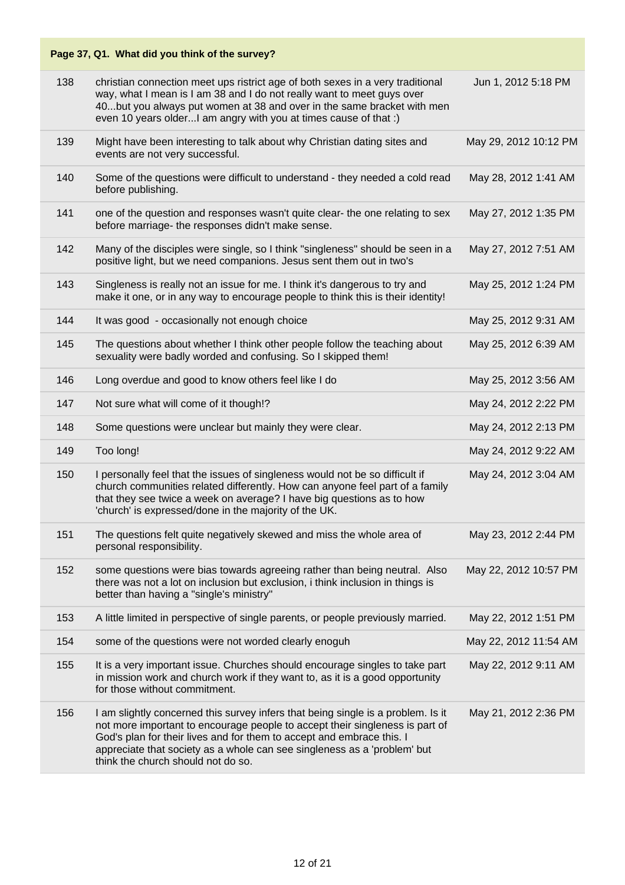**Page 37, Q1. What did you think of the survey?**

| | | |
|---|---|---|
| 138 | christian connection meet ups ristrict age of both sexes in a very traditional way, what I mean is I am 38 and I do not really want to meet guys over 40...but you always put women at 38 and over in the same bracket with men even 10 years older...I am angry with you at times cause of that :) | Jun 1, 2012 5:18 PM |
| 139 | Might have been interesting to talk about why Christian dating sites and events are not very successful. | May 29, 2012 10:12 PM |
| 140 | Some of the questions were difficult to understand - they needed a cold read before publishing. | May 28, 2012 1:41 AM |
| 141 | one of the question and responses wasn't quite clear- the one relating to sex before marriage- the responses didn't make sense. | May 27, 2012 1:35 PM |
| 142 | Many of the disciples were single, so I think "singleness" should be seen in a positive light, but we need companions. Jesus sent them out in two's | May 27, 2012 7:51 AM |
| 143 | Singleness is really not an issue for me. I think it's dangerous to try and make it one, or in any way to encourage people to think this is their identity! | May 25, 2012 1:24 PM |
| 144 | It was good - occasionally not enough choice | May 25, 2012 9:31 AM |
| 145 | The questions about whether I think other people follow the teaching about sexuality were badly worded and confusing. So I skipped them! | May 25, 2012 6:39 AM |
| 146 | Long overdue and good to know others feel like I do | May 25, 2012 3:56 AM |
| 147 | Not sure what will come of it though!? | May 24, 2012 2:22 PM |
| 148 | Some questions were unclear but mainly they were clear. | May 24, 2012 2:13 PM |
| 149 | Too long! | May 24, 2012 9:22 AM |
| 150 | I personally feel that the issues of singleness would not be so difficult if church communities related differently. How can anyone feel part of a family that they see twice a week on average? I have big questions as to how 'church' is expressed/done in the majority of the UK. | May 24, 2012 3:04 AM |
| 151 | The questions felt quite negatively skewed and miss the whole area of personal responsibility. | May 23, 2012 2:44 PM |
| 152 | some questions were bias towards agreeing rather than being neutral. Also there was not a lot on inclusion but exclusion, i think inclusion in things is better than having a "single's ministry" | May 22, 2012 10:57 PM |
| 153 | A little limited in perspective of single parents, or people previously married. | May 22, 2012 1:51 PM |
| 154 | some of the questions were not worded clearly enoguh | May 22, 2012 11:54 AM |
| 155 | It is a very important issue. Churches should encourage singles to take part in mission work and church work if they want to, as it is a good opportunity for those without commitment. | May 22, 2012 9:11 AM |
| 156 | I am slightly concerned this survey infers that being single is a problem. Is it not more important to encourage people to accept their singleness is part of God's plan for their lives and for them to accept and embrace this. I appreciate that society as a whole can see singleness as a 'problem' but think the church should not do so. | May 21, 2012 2:36 PM |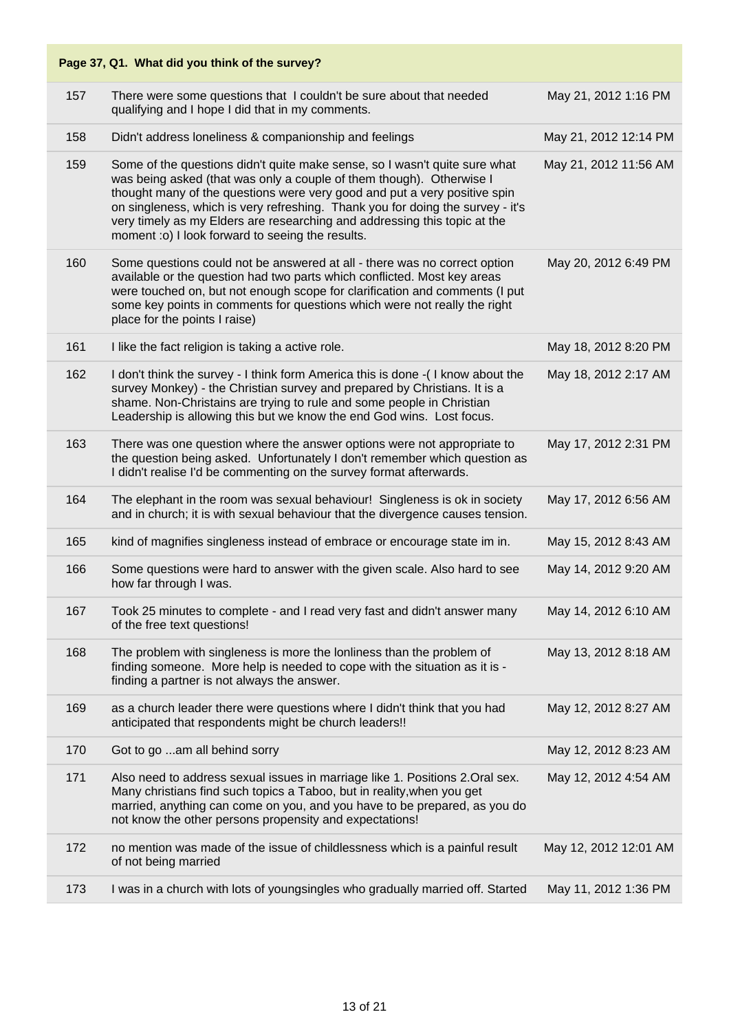| Page 37, Q1. What did you think of the survey? | | |
|---|---|---|
| 157 | There were some questions that I couldn't be sure about that needed qualifying and I hope I did that in my comments. | May 21, 2012 1:16 PM |
| 158 | Didn't address loneliness & companionship and feelings | May 21, 2012 12:14 PM |
| 159 | Some of the questions didn't quite make sense, so I wasn't quite sure what was being asked (that was only a couple of them though). Otherwise I thought many of the questions were very good and put a very positive spin on singleness, which is very refreshing. Thank you for doing the survey - it's very timely as my Elders are researching and addressing this topic at the moment :o) I look forward to seeing the results. | May 21, 2012 11:56 AM |
| 160 | Some questions could not be answered at all - there was no correct option available or the question had two parts which conflicted. Most key areas were touched on, but not enough scope for clarification and comments (I put some key points in comments for questions which were not really the right place for the points I raise) | May 20, 2012 6:49 PM |
| 161 | I like the fact religion is taking a active role. | May 18, 2012 8:20 PM |
| 162 | I don't think the survey - I think form America this is done -( I know about the survey Monkey) - the Christian survey and prepared by Christians. It is a shame. Non-Christains are trying to rule and some people in Christian Leadership is allowing this but we know the end God wins. Lost focus. | May 18, 2012 2:17 AM |
| 163 | There was one question where the answer options were not appropriate to the question being asked. Unfortunately I don't remember which question as I didn't realise I'd be commenting on the survey format afterwards. | May 17, 2012 2:31 PM |
| 164 | The elephant in the room was sexual behaviour! Singleness is ok in society and in church; it is with sexual behaviour that the divergence causes tension. | May 17, 2012 6:56 AM |
| 165 | kind of magnifies singleness instead of embrace or encourage state im in. | May 15, 2012 8:43 AM |
| 166 | Some questions were hard to answer with the given scale. Also hard to see how far through I was. | May 14, 2012 9:20 AM |
| 167 | Took 25 minutes to complete - and I read very fast and didn't answer many of the free text questions! | May 14, 2012 6:10 AM |
| 168 | The problem with singleness is more the lonliness than the problem of finding someone. More help is needed to cope with the situation as it is - finding a partner is not always the answer. | May 13, 2012 8:18 AM |
| 169 | as a church leader there were questions where I didn't think that you had anticipated that respondents might be church leaders!! | May 12, 2012 8:27 AM |
| 170 | Got to go ...am all behind sorry | May 12, 2012 8:23 AM |
| 171 | Also need to address sexual issues in marriage like 1. Positions 2.Oral sex. Many christians find such topics a Taboo, but in reality,when you get married, anything can come on you, and you have to be prepared, as you do not know the other persons propensity and expectations! | May 12, 2012 4:54 AM |
| 172 | no mention was made of the issue of childlessness which is a painful result of not being married | May 12, 2012 12:01 AM |
| 173 | I was in a church with lots of youngsingles who gradually married off. Started | May 11, 2012 1:36 PM |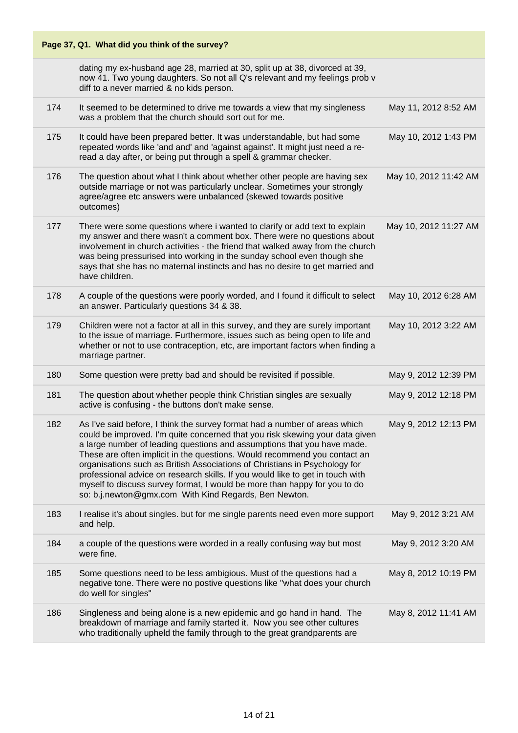## Page 37, Q1. What did you think of the survey?

| | | |
|---|---|---|
| | dating my ex-husband age 28, married at 30, split up at 38, divorced at 39, now 41. Two young daughters. So not all Q's relevant and my feelings prob v diff to a never married & no kids person. | |
| 174 | It seemed to be determined to drive me towards a view that my singleness was a problem that the church should sort out for me. | May 11, 2012 8:52 AM |
| 175 | It could have been prepared better. It was understandable, but had some repeated words like 'and and' and 'against against'. It might just need a re-read a day after, or being put through a spell & grammar checker. | May 10, 2012 1:43 PM |
| 176 | The question about what I think about whether other people are having sex outside marriage or not was particularly unclear. Sometimes your strongly agree/agree etc answers were unbalanced (skewed towards positive outcomes) | May 10, 2012 11:42 AM |
| 177 | There were some questions where i wanted to clarify or add text to explain my answer and there wasn't a comment box. There were no questions about involvement in church activities - the friend that walked away from the church was being pressurised into working in the sunday school even though she says that she has no maternal instincts and has no desire to get married and have children. | May 10, 2012 11:27 AM |
| 178 | A couple of the questions were poorly worded, and I found it difficult to select an answer. Particularly questions 34 & 38. | May 10, 2012 6:28 AM |
| 179 | Children were not a factor at all in this survey, and they are surely important to the issue of marriage. Furthermore, issues such as being open to life and whether or not to use contraception, etc, are important factors when finding a marriage partner. | May 10, 2012 3:22 AM |
| 180 | Some question were pretty bad and should be revisited if possible. | May 9, 2012 12:39 PM |
| 181 | The question about whether people think Christian singles are sexually active is confusing - the buttons don't make sense. | May 9, 2012 12:18 PM |
| 182 | As I've said before, I think the survey format had a number of areas which could be improved. I'm quite concerned that you risk skewing your data given a large number of leading questions and assumptions that you have made. These are often implicit in the questions. Would recommend you contact an organisations such as British Associations of Christians in Psychology for professional advice on research skills. If you would like to get in touch with myself to discuss survey format, I would be more than happy for you to do so: b.j.newton@gmx.com With Kind Regards, Ben Newton. | May 9, 2012 12:13 PM |
| 183 | I realise it's about singles. but for me single parents need even more support and help. | May 9, 2012 3:21 AM |
| 184 | a couple of the questions were worded in a really confusing way but most were fine. | May 9, 2012 3:20 AM |
| 185 | Some questions need to be less ambigious. Must of the questions had a negative tone. There were no postive questions like "what does your church do well for singles" | May 8, 2012 10:19 PM |
| 186 | Singleness and being alone is a new epidemic and go hand in hand. The breakdown of marriage and family started it. Now you see other cultures who traditionally upheld the family through to the great grandparents are | May 8, 2012 11:41 AM |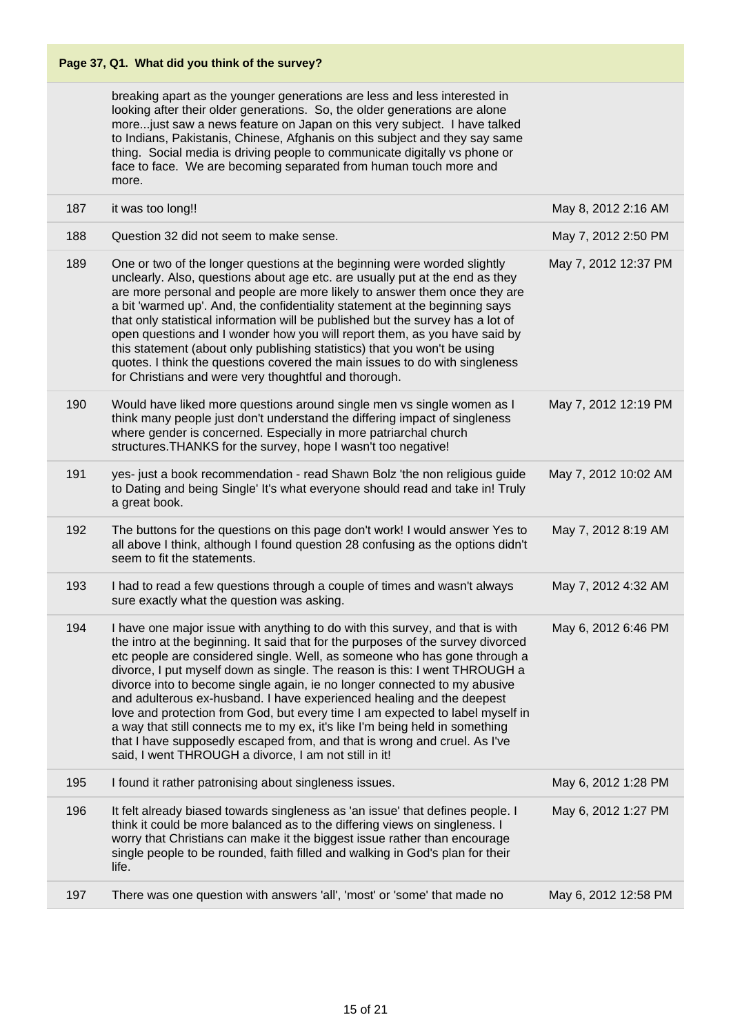**Page 37, Q1. What did you think of the survey?**

| | | |
|---|---|---|
| | breaking apart as the younger generations are less and less interested in looking after their older generations. So, the older generations are alone more...just saw a news feature on Japan on this very subject. I have talked to Indians, Pakistanis, Chinese, Afghanis on this subject and they say same thing. Social media is driving people to communicate digitally vs phone or face to face. We are becoming separated from human touch more and more. | |
| 187 | it was too long!! | May 8, 2012 2:16 AM |
| 188 | Question 32 did not seem to make sense. | May 7, 2012 2:50 PM |
| 189 | One or two of the longer questions at the beginning were worded slightly unclearly. Also, questions about age etc. are usually put at the end as they are more personal and people are more likely to answer them once they are a bit 'warmed up'. And, the confidentiality statement at the beginning says that only statistical information will be published but the survey has a lot of open questions and I wonder how you will report them, as you have said by this statement (about only publishing statistics) that you won't be using quotes. I think the questions covered the main issues to do with singleness for Christians and were very thoughtful and thorough. | May 7, 2012 12:37 PM |
| 190 | Would have liked more questions around single men vs single women as I think many people just don't understand the differing impact of singleness where gender is concerned. Especially in more patriarchal church structures.THANKS for the survey, hope I wasn't too negative! | May 7, 2012 12:19 PM |
| 191 | yes- just a book recommendation - read Shawn Bolz 'the non religious guide to Dating and being Single' It's what everyone should read and take in! Truly a great book. | May 7, 2012 10:02 AM |
| 192 | The buttons for the questions on this page don't work! I would answer Yes to all above I think, although I found question 28 confusing as the options didn't seem to fit the statements. | May 7, 2012 8:19 AM |
| 193 | I had to read a few questions through a couple of times and wasn't always sure exactly what the question was asking. | May 7, 2012 4:32 AM |
| 194 | I have one major issue with anything to do with this survey, and that is with the intro at the beginning. It said that for the purposes of the survey divorced etc people are considered single. Well, as someone who has gone through a divorce, I put myself down as single. The reason is this: I went THROUGH a divorce into to become single again, ie no longer connected to my abusive and adulterous ex-husband. I have experienced healing and the deepest love and protection from God, but every time I am expected to label myself in a way that still connects me to my ex, it's like I'm being held in something that I have supposedly escaped from, and that is wrong and cruel. As I've said, I went THROUGH a divorce, I am not still in it! | May 6, 2012 6:46 PM |
| 195 | I found it rather patronising about singleness issues. | May 6, 2012 1:28 PM |
| 196 | It felt already biased towards singleness as 'an issue' that defines people. I think it could be more balanced as to the differing views on singleness. I worry that Christians can make it the biggest issue rather than encourage single people to be rounded, faith filled and walking in God's plan for their life. | May 6, 2012 1:27 PM |
| 197 | There was one question with answers 'all', 'most' or 'some' that made no | May 6, 2012 12:58 PM |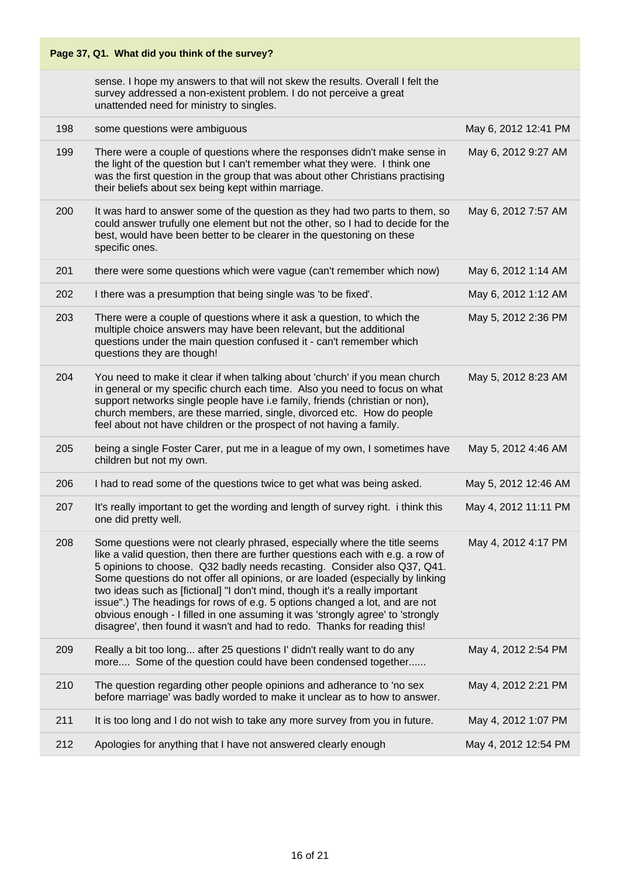**Page 37, Q1. What did you think of the survey?**

| | | |
|---|---|---|
| | sense. I hope my answers to that will not skew the results. Overall I felt the survey addressed a non-existent problem. I do not perceive a great unattended need for ministry to singles. | |
| 198 | some questions were ambiguous | May 6, 2012 12:41 PM |
| 199 | There were a couple of questions where the responses didn't make sense in the light of the question but I can't remember what they were. I think one was the first question in the group that was about other Christians practising their beliefs about sex being kept within marriage. | May 6, 2012 9:27 AM |
| 200 | It was hard to answer some of the question as they had two parts to them, so could answer trufully one element but not the other, so I had to decide for the best, would have been better to be clearer in the questoning on these specific ones. | May 6, 2012 7:57 AM |
| 201 | there were some questions which were vague (can't remember which now) | May 6, 2012 1:14 AM |
| 202 | I there was a presumption that being single was 'to be fixed'. | May 6, 2012 1:12 AM |
| 203 | There were a couple of questions where it ask a question, to which the multiple choice answers may have been relevant, but the additional questions under the main question confused it - can't remember which questions they are though! | May 5, 2012 2:36 PM |
| 204 | You need to make it clear if when talking about 'church' if you mean church in general or my specific church each time. Also you need to focus on what support networks single people have i.e family, friends (christian or non), church members, are these married, single, divorced etc. How do people feel about not have children or the prospect of not having a family. | May 5, 2012 8:23 AM |
| 205 | being a single Foster Carer, put me in a league of my own, I sometimes have children but not my own. | May 5, 2012 4:46 AM |
| 206 | I had to read some of the questions twice to get what was being asked. | May 5, 2012 12:46 AM |
| 207 | It's really important to get the wording and length of survey right. i think this one did pretty well. | May 4, 2012 11:11 PM |
| 208 | Some questions were not clearly phrased, especially where the title seems like a valid question, then there are further questions each with e.g. a row of 5 opinions to choose. Q32 badly needs recasting. Consider also Q37, Q41. Some questions do not offer all opinions, or are loaded (especially by linking two ideas such as [fictional] "I don't mind, though it's a really important issue".) The headings for rows of e.g. 5 options changed a lot, and are not obvious enough - I filled in one assuming it was 'strongly agree' to 'strongly disagree', then found it wasn't and had to redo. Thanks for reading this! | May 4, 2012 4:17 PM |
| 209 | Really a bit too long... after 25 questions I' didn't really want to do any more.... Some of the question could have been condensed together...... | May 4, 2012 2:54 PM |
| 210 | The question regarding other people opinions and adherance to 'no sex before marriage' was badly worded to make it unclear as to how to answer. | May 4, 2012 2:21 PM |
| 211 | It is too long and I do not wish to take any more survey from you in future. | May 4, 2012 1:07 PM |
| 212 | Apologies for anything that I have not answered clearly enough | May 4, 2012 12:54 PM |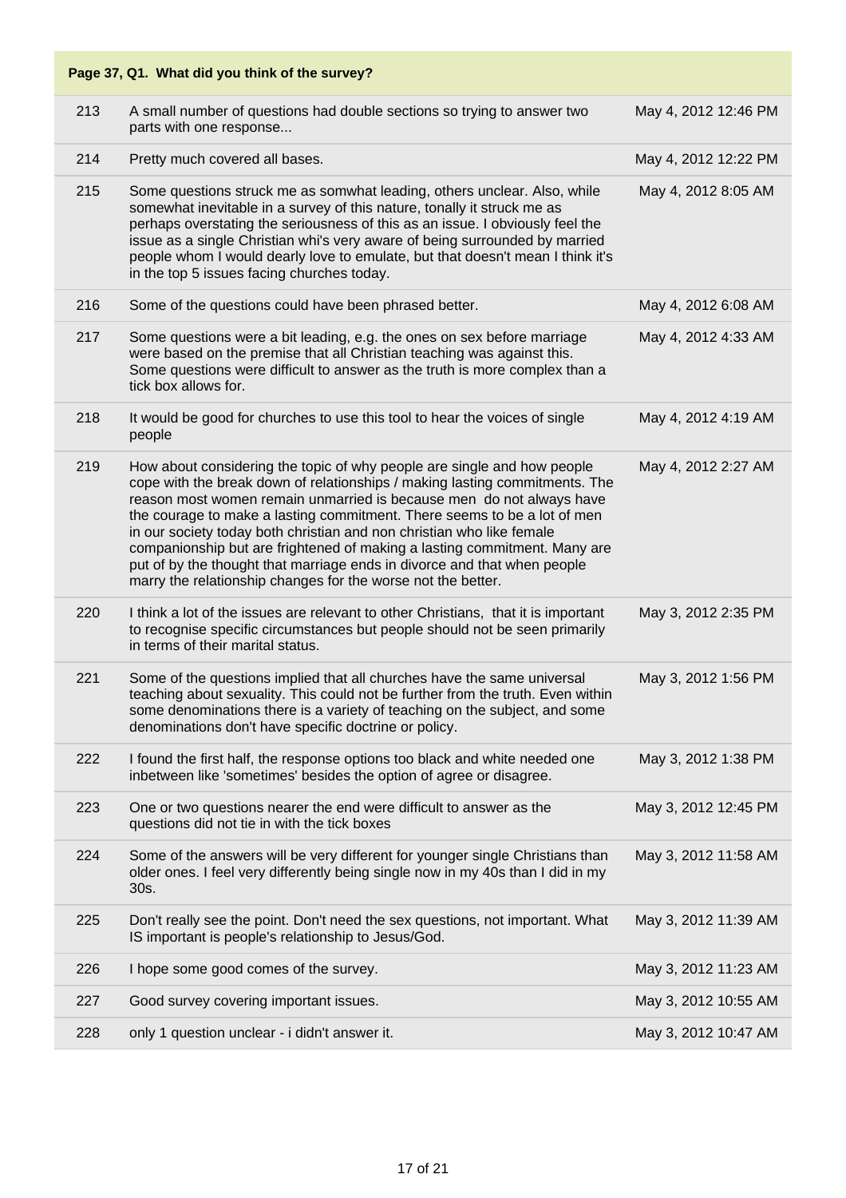**Page 37, Q1. What did you think of the survey?**

| | | |
|---|---|---|
| 213 | A small number of questions had double sections so trying to answer two parts with one response... | May 4, 2012 12:46 PM |
| 214 | Pretty much covered all bases. | May 4, 2012 12:22 PM |
| 215 | Some questions struck me as somwhat leading, others unclear. Also, while somewhat inevitable in a survey of this nature, tonally it struck me as perhaps overstating the seriousness of this as an issue. I obviously feel the issue as a single Christian whi's very aware of being surrounded by married people whom I would dearly love to emulate, but that doesn't mean I think it's in the top 5 issues facing churches today. | May 4, 2012 8:05 AM |
| 216 | Some of the questions could have been phrased better. | May 4, 2012 6:08 AM |
| 217 | Some questions were a bit leading, e.g. the ones on sex before marriage were based on the premise that all Christian teaching was against this. Some questions were difficult to answer as the truth is more complex than a tick box allows for. | May 4, 2012 4:33 AM |
| 218 | It would be good for churches to use this tool to hear the voices of single people | May 4, 2012 4:19 AM |
| 219 | How about considering the topic of why people are single and how people cope with the break down of relationships / making lasting commitments. The reason most women remain unmarried is because men do not always have the courage to make a lasting commitment. There seems to be a lot of men in our society today both christian and non christian who like female companionship but are frightened of making a lasting commitment. Many are put of by the thought that marriage ends in divorce and that when people marry the relationship changes for the worse not the better. | May 4, 2012 2:27 AM |
| 220 | I think a lot of the issues are relevant to other Christians, that it is important to recognise specific circumstances but people should not be seen primarily in terms of their marital status. | May 3, 2012 2:35 PM |
| 221 | Some of the questions implied that all churches have the same universal teaching about sexuality. This could not be further from the truth. Even within some denominations there is a variety of teaching on the subject, and some denominations don't have specific doctrine or policy. | May 3, 2012 1:56 PM |
| 222 | I found the first half, the response options too black and white needed one inbetween like 'sometimes' besides the option of agree or disagree. | May 3, 2012 1:38 PM |
| 223 | One or two questions nearer the end were difficult to answer as the questions did not tie in with the tick boxes | May 3, 2012 12:45 PM |
| 224 | Some of the answers will be very different for younger single Christians than older ones. I feel very differently being single now in my 40s than I did in my 30s. | May 3, 2012 11:58 AM |
| 225 | Don't really see the point. Don't need the sex questions, not important. What IS important is people's relationship to Jesus/God. | May 3, 2012 11:39 AM |
| 226 | I hope some good comes of the survey. | May 3, 2012 11:23 AM |
| 227 | Good survey covering important issues. | May 3, 2012 10:55 AM |
| 228 | only 1 question unclear - i didn't answer it. | May 3, 2012 10:47 AM |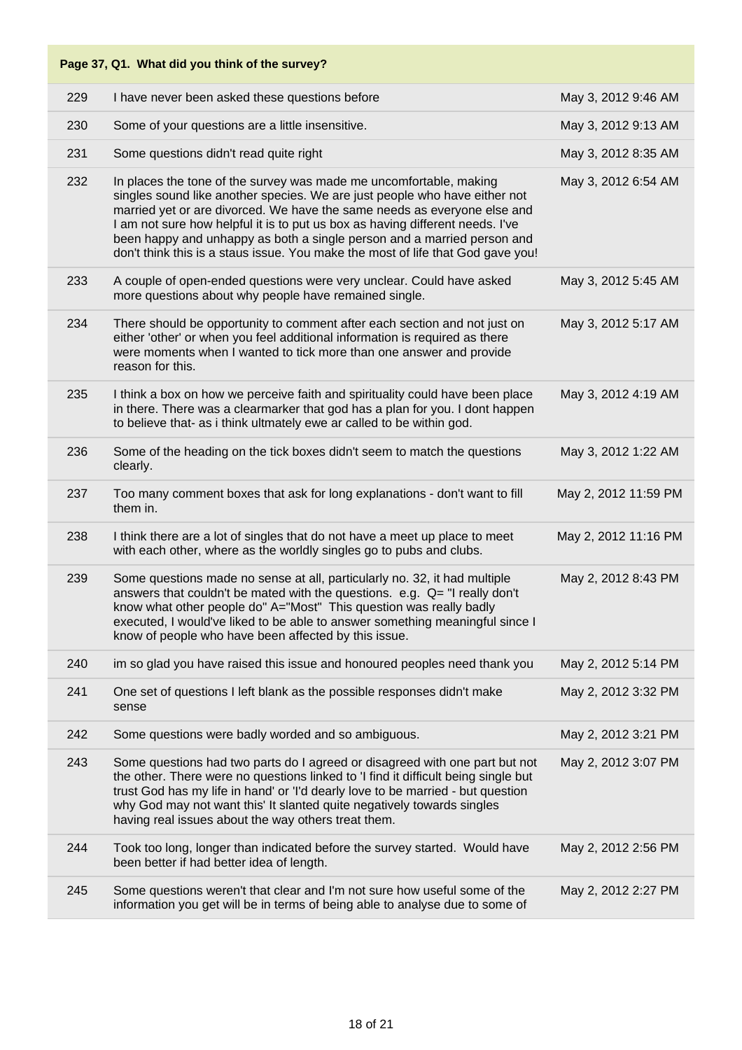## Page 37, Q1. What did you think of the survey?

| | | |
|---|---|---|
| 229 | I have never been asked these questions before | May 3, 2012 9:46 AM |
| 230 | Some of your questions are a little insensitive. | May 3, 2012 9:13 AM |
| 231 | Some questions didn't read quite right | May 3, 2012 8:35 AM |
| 232 | In places the tone of the survey was made me uncomfortable, making singles sound like another species. We are just people who have either not married yet or are divorced. We have the same needs as everyone else and I am not sure how helpful it is to put us box as having different needs. I've been happy and unhappy as both a single person and a married person and don't think this is a staus issue. You make the most of life that God gave you! | May 3, 2012 6:54 AM |
| 233 | A couple of open-ended questions were very unclear. Could have asked more questions about why people have remained single. | May 3, 2012 5:45 AM |
| 234 | There should be opportunity to comment after each section and not just on either 'other' or when you feel additional information is required as there were moments when I wanted to tick more than one answer and provide reason for this. | May 3, 2012 5:17 AM |
| 235 | I think a box on how we perceive faith and spirituality could have been place in there. There was a clearmarker that god has a plan for you. I dont happen to believe that- as i think ultmately ewe ar called to be within god. | May 3, 2012 4:19 AM |
| 236 | Some of the heading on the tick boxes didn't seem to match the questions clearly. | May 3, 2012 1:22 AM |
| 237 | Too many comment boxes that ask for long explanations - don't want to fill them in. | May 2, 2012 11:59 PM |
| 238 | I think there are a lot of singles that do not have a meet up place to meet with each other, where as the worldly singles go to pubs and clubs. | May 2, 2012 11:16 PM |
| 239 | Some questions made no sense at all, particularly no. 32, it had multiple answers that couldn't be mated with the questions. e.g. Q= "I really don't know what other people do" A="Most" This question was really badly executed, I would've liked to be able to answer something meaningful since I know of people who have been affected by this issue. | May 2, 2012 8:43 PM |
| 240 | im so glad you have raised this issue and honoured peoples need thank you | May 2, 2012 5:14 PM |
| 241 | One set of questions I left blank as the possible responses didn't make sense | May 2, 2012 3:32 PM |
| 242 | Some questions were badly worded and so ambiguous. | May 2, 2012 3:21 PM |
| 243 | Some questions had two parts do I agreed or disagreed with one part but not the other. There were no questions linked to 'I find it difficult being single but trust God has my life in hand' or 'I'd dearly love to be married - but question why God may not want this' It slanted quite negatively towards singles having real issues about the way others treat them. | May 2, 2012 3:07 PM |
| 244 | Took too long, longer than indicated before the survey started. Would have been better if had better idea of length. | May 2, 2012 2:56 PM |
| 245 | Some questions weren't that clear and I'm not sure how useful some of the information you get will be in terms of being able to analyse due to some of | May 2, 2012 2:27 PM |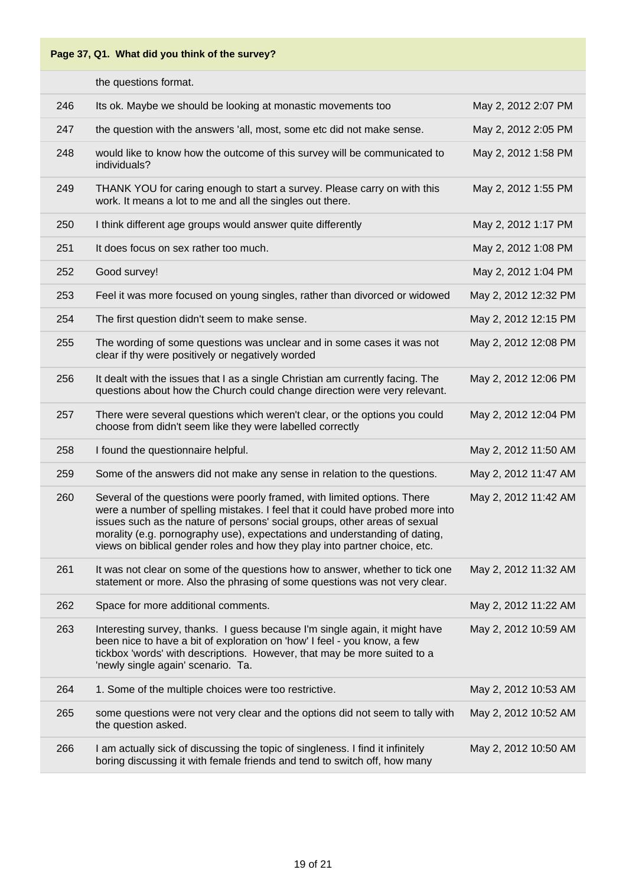**Page 37, Q1. What did you think of the survey?**

| | | |
|---|---|---|
| | the questions format. | |
| 246 | Its ok. Maybe we should be looking at monastic movements too | May 2, 2012 2:07 PM |
| 247 | the question with the answers 'all, most, some etc did not make sense. | May 2, 2012 2:05 PM |
| 248 | would like to know how the outcome of this survey will be communicated to individuals? | May 2, 2012 1:58 PM |
| 249 | THANK YOU for caring enough to start a survey. Please carry on with this work. It means a lot to me and all the singles out there. | May 2, 2012 1:55 PM |
| 250 | I think different age groups would answer quite differently | May 2, 2012 1:17 PM |
| 251 | It does focus on sex rather too much. | May 2, 2012 1:08 PM |
| 252 | Good survey! | May 2, 2012 1:04 PM |
| 253 | Feel it was more focused on young singles, rather than divorced or widowed | May 2, 2012 12:32 PM |
| 254 | The first question didn't seem to make sense. | May 2, 2012 12:15 PM |
| 255 | The wording of some questions was unclear and in some cases it was not clear if thy were positively or negatively worded | May 2, 2012 12:08 PM |
| 256 | It dealt with the issues that I as a single Christian am currently facing. The questions about how the Church could change direction were very relevant. | May 2, 2012 12:06 PM |
| 257 | There were several questions which weren't clear, or the options you could choose from didn't seem like they were labelled correctly | May 2, 2012 12:04 PM |
| 258 | I found the questionnaire helpful. | May 2, 2012 11:50 AM |
| 259 | Some of the answers did not make any sense in relation to the questions. | May 2, 2012 11:47 AM |
| 260 | Several of the questions were poorly framed, with limited options. There were a number of spelling mistakes. I feel that it could have probed more into issues such as the nature of persons' social groups, other areas of sexual morality (e.g. pornography use), expectations and understanding of dating, views on biblical gender roles and how they play into partner choice, etc. | May 2, 2012 11:42 AM |
| 261 | It was not clear on some of the questions how to answer, whether to tick one statement or more. Also the phrasing of some questions was not very clear. | May 2, 2012 11:32 AM |
| 262 | Space for more additional comments. | May 2, 2012 11:22 AM |
| 263 | Interesting survey, thanks. I guess because I'm single again, it might have been nice to have a bit of exploration on 'how' I feel - you know, a few tickbox 'words' with descriptions. However, that may be more suited to a 'newly single again' scenario. Ta. | May 2, 2012 10:59 AM |
| 264 | 1. Some of the multiple choices were too restrictive. | May 2, 2012 10:53 AM |
| 265 | some questions were not very clear and the options did not seem to tally with the question asked. | May 2, 2012 10:52 AM |
| 266 | I am actually sick of discussing the topic of singleness. I find it infinitely boring discussing it with female friends and tend to switch off, how many | May 2, 2012 10:50 AM |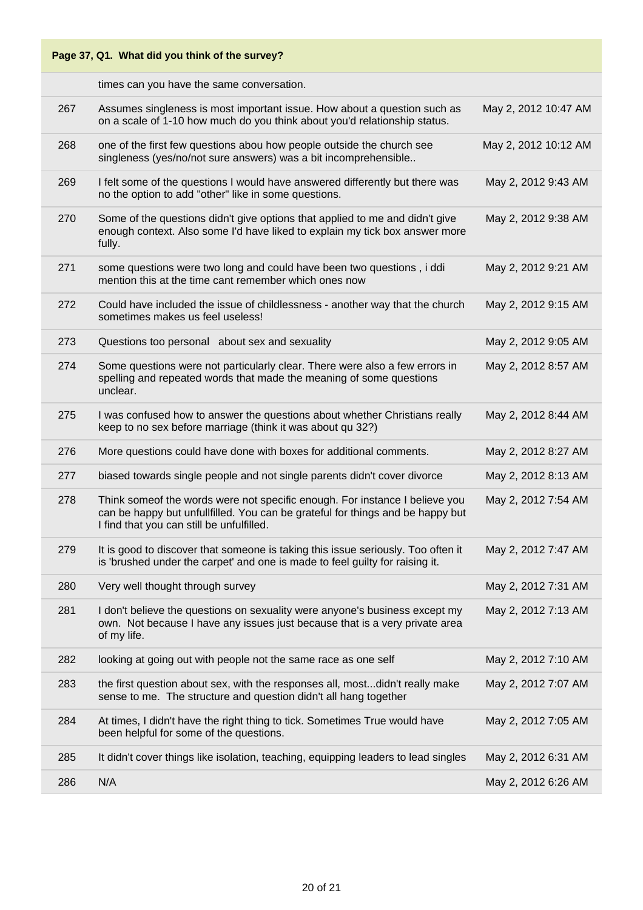## Page 37, Q1. What did you think of the survey?

| | | |
|---|---|---|
| | times can you have the same conversation. | |
| 267 | Assumes singleness is most important issue. How about a question such as on a scale of 1-10 how much do you think about you'd relationship status. | May 2, 2012 10:47 AM |
| 268 | one of the first few questions abou how people outside the church see singleness (yes/no/not sure answers) was a bit incomprehensible.. | May 2, 2012 10:12 AM |
| 269 | I felt some of the questions I would have answered differently but there was no the option to add "other" like in some questions. | May 2, 2012 9:43 AM |
| 270 | Some of the questions didn't give options that applied to me and didn't give enough context. Also some I'd have liked to explain my tick box answer more fully. | May 2, 2012 9:38 AM |
| 271 | some questions were two long and could have been two questions , i ddi mention this at the time cant remember which ones now | May 2, 2012 9:21 AM |
| 272 | Could have included the issue of childlessness - another way that the church sometimes makes us feel useless! | May 2, 2012 9:15 AM |
| 273 | Questions too personal about sex and sexuality | May 2, 2012 9:05 AM |
| 274 | Some questions were not particularly clear. There were also a few errors in spelling and repeated words that made the meaning of some questions unclear. | May 2, 2012 8:57 AM |
| 275 | I was confused how to answer the questions about whether Christians really keep to no sex before marriage (think it was about qu 32?) | May 2, 2012 8:44 AM |
| 276 | More questions could have done with boxes for additional comments. | May 2, 2012 8:27 AM |
| 277 | biased towards single people and not single parents didn't cover divorce | May 2, 2012 8:13 AM |
| 278 | Think someof the words were not specific enough. For instance I believe you can be happy but unfullfilled. You can be grateful for things and be happy but I find that you can still be unfulfilled. | May 2, 2012 7:54 AM |
| 279 | It is good to discover that someone is taking this issue seriously. Too often it is 'brushed under the carpet' and one is made to feel guilty for raising it. | May 2, 2012 7:47 AM |
| 280 | Very well thought through survey | May 2, 2012 7:31 AM |
| 281 | I don't believe the questions on sexuality were anyone's business except my own. Not because I have any issues just because that is a very private area of my life. | May 2, 2012 7:13 AM |
| 282 | looking at going out with people not the same race as one self | May 2, 2012 7:10 AM |
| 283 | the first question about sex, with the responses all, most...didn't really make sense to me. The structure and question didn't all hang together | May 2, 2012 7:07 AM |
| 284 | At times, I didn't have the right thing to tick. Sometimes True would have been helpful for some of the questions. | May 2, 2012 7:05 AM |
| 285 | It didn't cover things like isolation, teaching, equipping leaders to lead singles | May 2, 2012 6:31 AM |
| 286 | N/A | May 2, 2012 6:26 AM |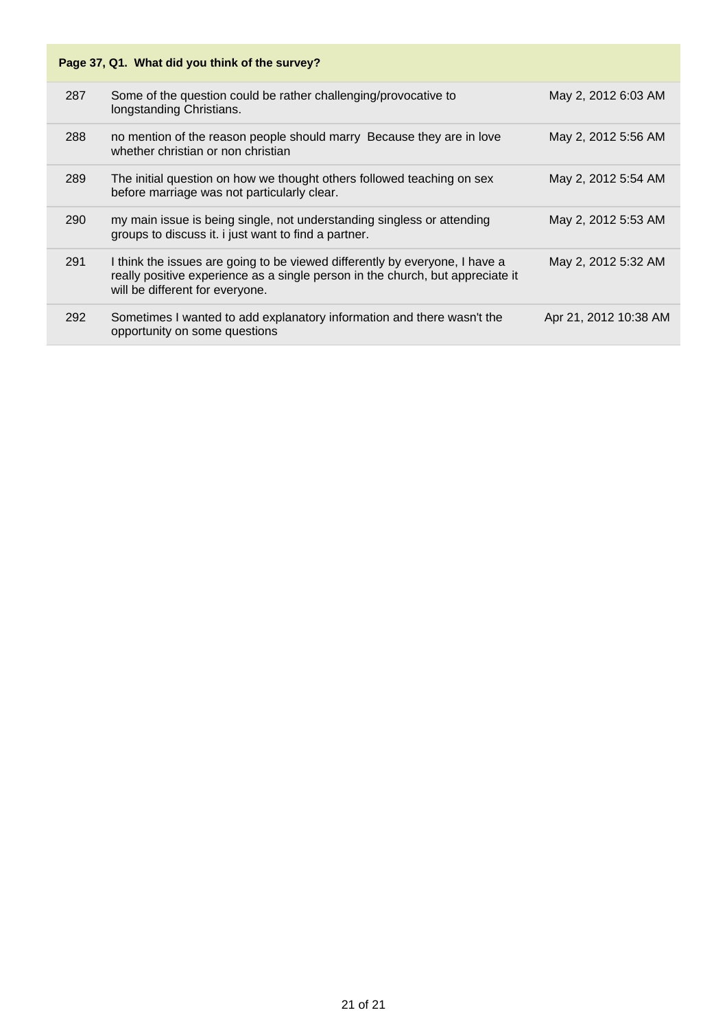**Page 37, Q1. What did you think of the survey?**

| | | |
|---|---|---|
| 287 | Some of the question could be rather challenging/provocative to longstanding Christians. | May 2, 2012 6:03 AM |
| 288 | no mention of the reason people should marry Because they are in love whether christian or non christian | May 2, 2012 5:56 AM |
| 289 | The initial question on how we thought others followed teaching on sex before marriage was not particularly clear. | May 2, 2012 5:54 AM |
| 290 | my main issue is being single, not understanding singless or attending groups to discuss it. i just want to find a partner. | May 2, 2012 5:53 AM |
| 291 | I think the issues are going to be viewed differently by everyone, I have a really positive experience as a single person in the church, but appreciate it will be different for everyone. | May 2, 2012 5:32 AM |
| 292 | Sometimes I wanted to add explanatory information and there wasn't the opportunity on some questions | Apr 21, 2012 10:38 AM |